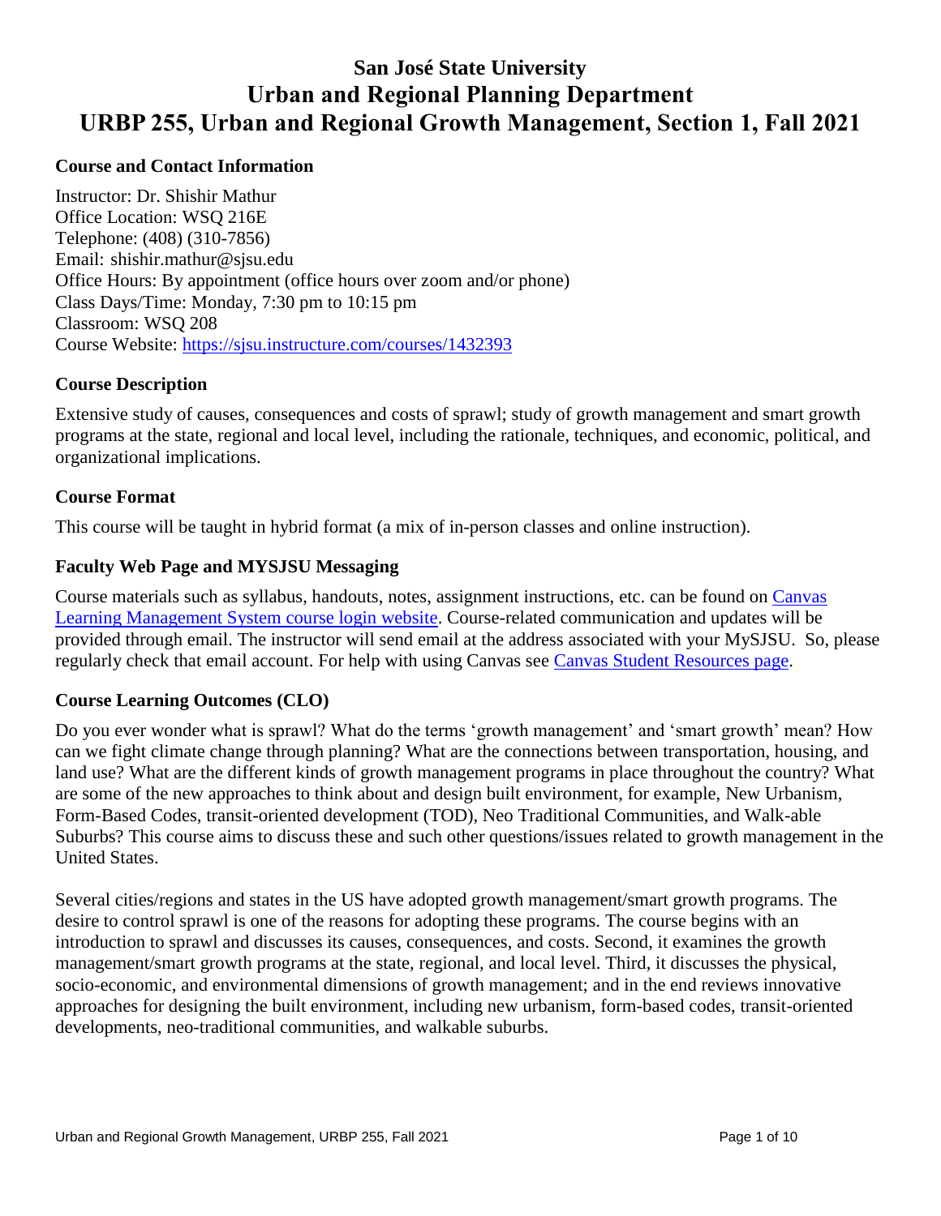# San José State University
# Urban and Regional Planning Department
# URBP 255, Urban and Regional Growth Management, Section 1, Fall 2021

## Course and Contact Information

Instructor: Dr. Shishir Mathur
Office Location: WSQ 216E
Telephone: (408) (310-7856)
Email: shishir.mathur@sjsu.edu
Office Hours: By appointment (office hours over zoom and/or phone)
Class Days/Time: Monday, 7:30 pm to 10:15 pm
Classroom: WSQ 208
Course Website: [https://sjsu.instructure.com/courses/1432393](https://sjsu.instructure.com/courses/1432393)

## Course Description

Extensive study of causes, consequences and costs of sprawl; study of growth management and smart growth programs at the state, regional and local level, including the rationale, techniques, and economic, political, and organizational implications.

## Course Format

This course will be taught in hybrid format (a mix of in-person classes and online instruction).

## Faculty Web Page and MYSJSU Messaging

Course materials such as syllabus, handouts, notes, assignment instructions, etc. can be found on Canvas Learning Management System course login website. Course-related communication and updates will be provided through email. The instructor will send email at the address associated with your MySJSU. So, please regularly check that email account. For help with using Canvas see Canvas Student Resources page.

## Course Learning Outcomes (CLO)

Do you ever wonder what is sprawl? What do the terms 'growth management' and 'smart growth' mean? How can we fight climate change through planning? What are the connections between transportation, housing, and land use? What are the different kinds of growth management programs in place throughout the country? What are some of the new approaches to think about and design built environment, for example, New Urbanism, Form-Based Codes, transit-oriented development (TOD), Neo Traditional Communities, and Walk-able Suburbs? This course aims to discuss these and such other questions/issues related to growth management in the United States.

Several cities/regions and states in the US have adopted growth management/smart growth programs. The desire to control sprawl is one of the reasons for adopting these programs. The course begins with an introduction to sprawl and discusses its causes, consequences, and costs. Second, it examines the growth management/smart growth programs at the state, regional, and local level. Third, it discusses the physical, socio-economic, and environmental dimensions of growth management; and in the end reviews innovative approaches for designing the built environment, including new urbanism, form-based codes, transit-oriented developments, neo-traditional communities, and walkable suburbs.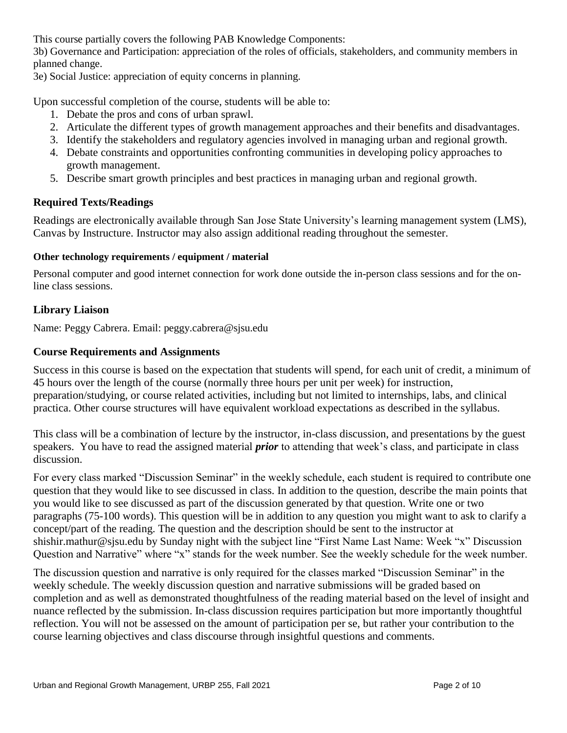This course partially covers the following PAB Knowledge Components:

3b) Governance and Participation: appreciation of the roles of officials, stakeholders, and community members in planned change.

3e) Social Justice: appreciation of equity concerns in planning.

Upon successful completion of the course, students will be able to:

1. Debate the pros and cons of urban sprawl.
2. Articulate the different types of growth management approaches and their benefits and disadvantages.
3. Identify the stakeholders and regulatory agencies involved in managing urban and regional growth.
4. Debate constraints and opportunities confronting communities in developing policy approaches to growth management.
5. Describe smart growth principles and best practices in managing urban and regional growth.

## Required Texts/Readings

Readings are electronically available through San Jose State University's learning management system (LMS), Canvas by Instructure. Instructor may also assign additional reading throughout the semester.

### Other technology requirements / equipment / material

Personal computer and good internet connection for work done outside the in-person class sessions and for the on-line class sessions.

## Library Liaison

Name: Peggy Cabrera. Email: peggy.cabrera@sjsu.edu

## Course Requirements and Assignments

Success in this course is based on the expectation that students will spend, for each unit of credit, a minimum of 45 hours over the length of the course (normally three hours per unit per week) for instruction, preparation/studying, or course related activities, including but not limited to internships, labs, and clinical practica. Other course structures will have equivalent workload expectations as described in the syllabus.

This class will be a combination of lecture by the instructor, in-class discussion, and presentations by the guest speakers. You have to read the assigned material ***prior*** to attending that week's class, and participate in class discussion.

For every class marked "Discussion Seminar" in the weekly schedule, each student is required to contribute one question that they would like to see discussed in class. In addition to the question, describe the main points that you would like to see discussed as part of the discussion generated by that question. Write one or two paragraphs (75-100 words). This question will be in addition to any question you might want to ask to clarify a concept/part of the reading. The question and the description should be sent to the instructor at shishir.mathur@sjsu.edu by Sunday night with the subject line "First Name Last Name: Week "x" Discussion Question and Narrative" where "x" stands for the week number. See the weekly schedule for the week number.

The discussion question and narrative is only required for the classes marked "Discussion Seminar" in the weekly schedule. The weekly discussion question and narrative submissions will be graded based on completion and as well as demonstrated thoughtfulness of the reading material based on the level of insight and nuance reflected by the submission. In-class discussion requires participation but more importantly thoughtful reflection. You will not be assessed on the amount of participation per se, but rather your contribution to the course learning objectives and class discourse through insightful questions and comments.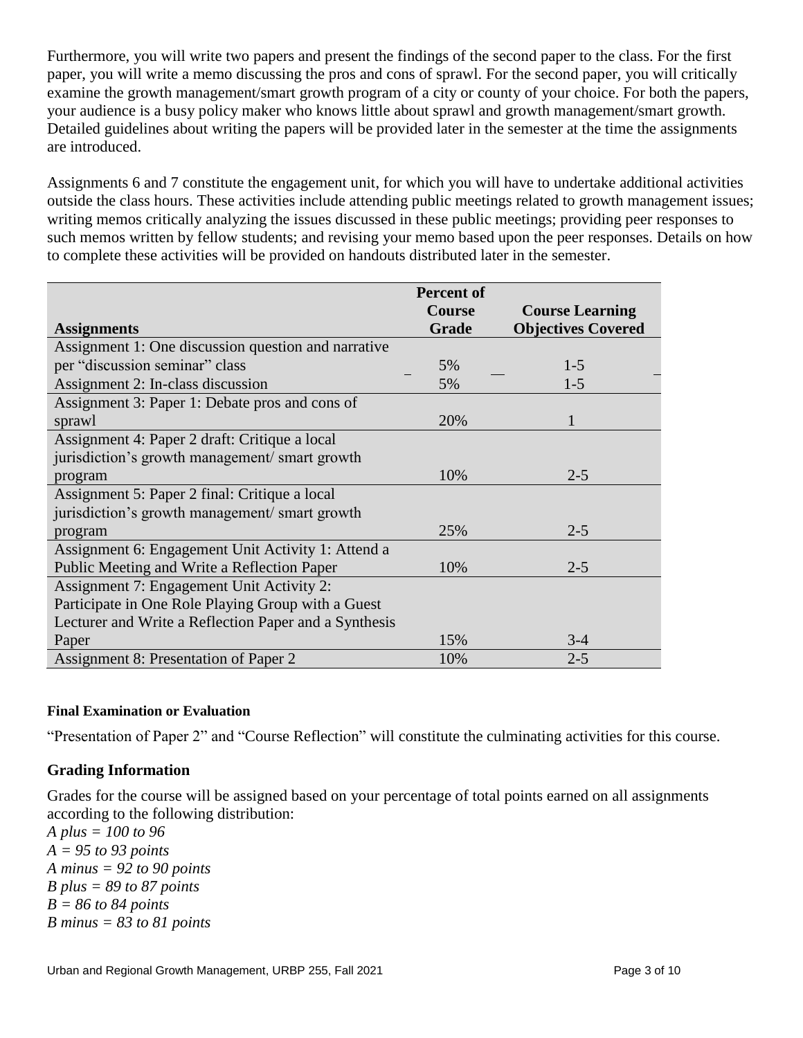Furthermore, you will write two papers and present the findings of the second paper to the class. For the first paper, you will write a memo discussing the pros and cons of sprawl. For the second paper, you will critically examine the growth management/smart growth program of a city or county of your choice. For both the papers, your audience is a busy policy maker who knows little about sprawl and growth management/smart growth. Detailed guidelines about writing the papers will be provided later in the semester at the time the assignments are introduced.

Assignments 6 and 7 constitute the engagement unit, for which you will have to undertake additional activities outside the class hours. These activities include attending public meetings related to growth management issues; writing memos critically analyzing the issues discussed in these public meetings; providing peer responses to such memos written by fellow students; and revising your memo based upon the peer responses. Details on how to complete these activities will be provided on handouts distributed later in the semester.

| Assignments | Percent of Course Grade | Course Learning Objectives Covered |
|---|---|---|
| Assignment 1: One discussion question and narrative per "discussion seminar" class | 5% | 1-5 |
| Assignment 2: In-class discussion | 5% | 1-5 |
| Assignment 3: Paper 1: Debate pros and cons of sprawl | 20% | 1 |
| Assignment 4: Paper 2 draft: Critique a local jurisdiction's growth management/ smart growth program | 10% | 2-5 |
| Assignment 5: Paper 2 final: Critique a local jurisdiction's growth management/ smart growth program | 25% | 2-5 |
| Assignment 6: Engagement Unit Activity 1: Attend a Public Meeting and Write a Reflection Paper | 10% | 2-5 |
| Assignment 7: Engagement Unit Activity 2: Participate in One Role Playing Group with a Guest Lecturer and Write a Reflection Paper and a Synthesis Paper | 15% | 3-4 |
| Assignment 8: Presentation of Paper 2 | 10% | 2-5 |

#### Final Examination or Evaluation

"Presentation of Paper 2" and "Course Reflection" will constitute the culminating activities for this course.

### Grading Information

Grades for the course will be assigned based on your percentage of total points earned on all assignments according to the following distribution:

*A plus = 100 to 96*
*A = 95 to 93 points*
*A minus = 92 to 90 points*
*B plus = 89 to 87 points*
*B = 86 to 84 points*
*B minus = 83 to 81 points*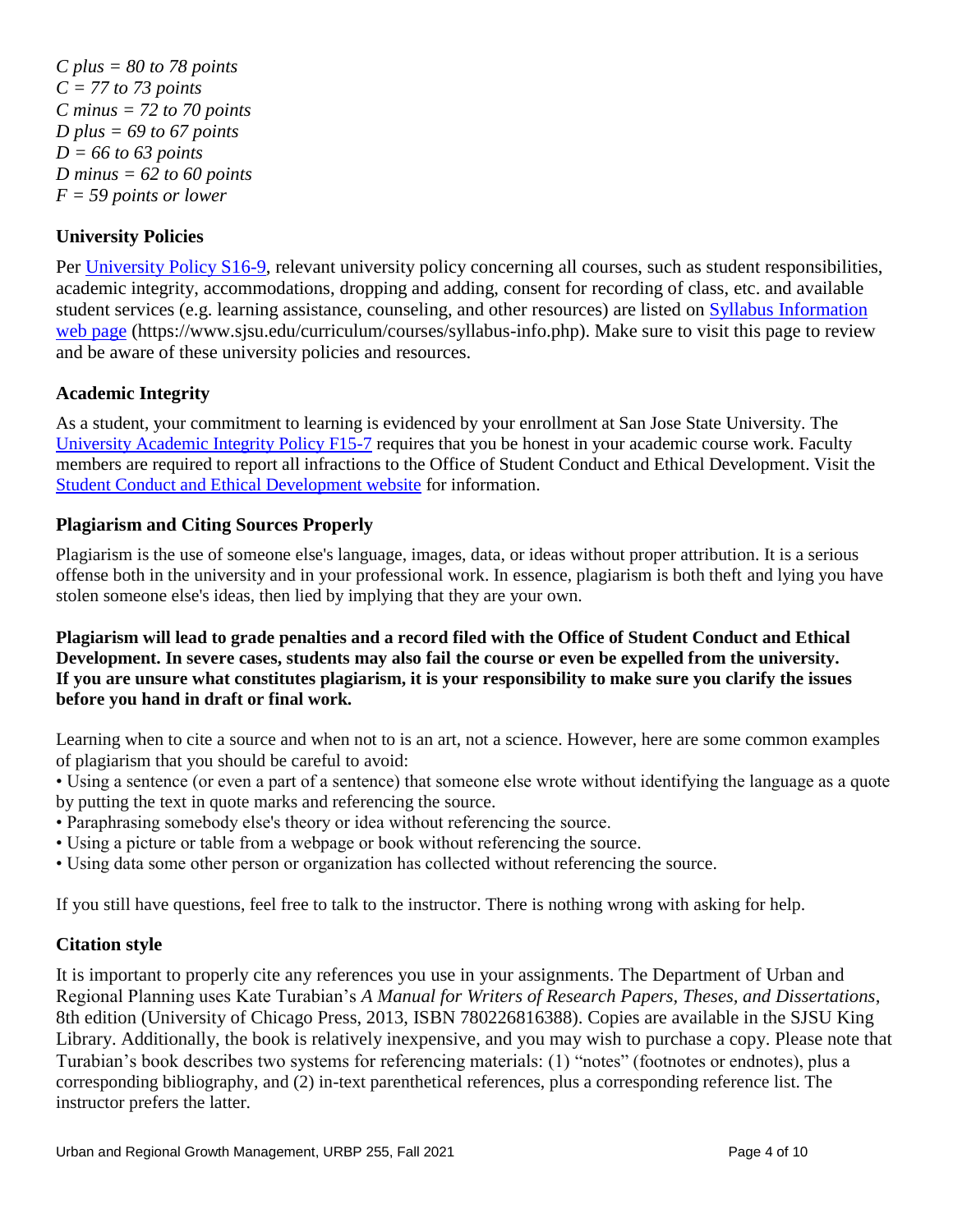*C plus = 80 to 78 points*
*C = 77 to 73 points*
*C minus = 72 to 70 points*
*D plus = 69 to 67 points*
*D = 66 to 63 points*
*D minus = 62 to 60 points*
*F = 59 points or lower*

### University Policies

Per [University Policy S16-9](), relevant university policy concerning all courses, such as student responsibilities, academic integrity, accommodations, dropping and adding, consent for recording of class, etc. and available student services (e.g. learning assistance, counseling, and other resources) are listed on [Syllabus Information web page]() (https://www.sjsu.edu/curriculum/courses/syllabus-info.php). Make sure to visit this page to review and be aware of these university policies and resources.

### Academic Integrity

As a student, your commitment to learning is evidenced by your enrollment at San Jose State University. The [University Academic Integrity Policy F15-7]() requires that you be honest in your academic course work. Faculty members are required to report all infractions to the Office of Student Conduct and Ethical Development. Visit the [Student Conduct and Ethical Development website]() for information.

### Plagiarism and Citing Sources Properly

Plagiarism is the use of someone else's language, images, data, or ideas without proper attribution. It is a serious offense both in the university and in your professional work. In essence, plagiarism is both theft and lying you have stolen someone else's ideas, then lied by implying that they are your own.

**Plagiarism will lead to grade penalties and a record filed with the Office of Student Conduct and Ethical Development. In severe cases, students may also fail the course or even be expelled from the university. If you are unsure what constitutes plagiarism, it is your responsibility to make sure you clarify the issues before you hand in draft or final work.**

Learning when to cite a source and when not to is an art, not a science. However, here are some common examples of plagiarism that you should be careful to avoid:

- Using a sentence (or even a part of a sentence) that someone else wrote without identifying the language as a quote by putting the text in quote marks and referencing the source.
- Paraphrasing somebody else's theory or idea without referencing the source.
- Using a picture or table from a webpage or book without referencing the source.
- Using data some other person or organization has collected without referencing the source.

If you still have questions, feel free to talk to the instructor. There is nothing wrong with asking for help.

### Citation style

It is important to properly cite any references you use in your assignments. The Department of Urban and Regional Planning uses Kate Turabian's *A Manual for Writers of Research Papers, Theses, and Dissertations*, 8th edition (University of Chicago Press, 2013, ISBN 780226816388). Copies are available in the SJSU King Library. Additionally, the book is relatively inexpensive, and you may wish to purchase a copy. Please note that Turabian's book describes two systems for referencing materials: (1) "notes" (footnotes or endnotes), plus a corresponding bibliography, and (2) in-text parenthetical references, plus a corresponding reference list. The instructor prefers the latter.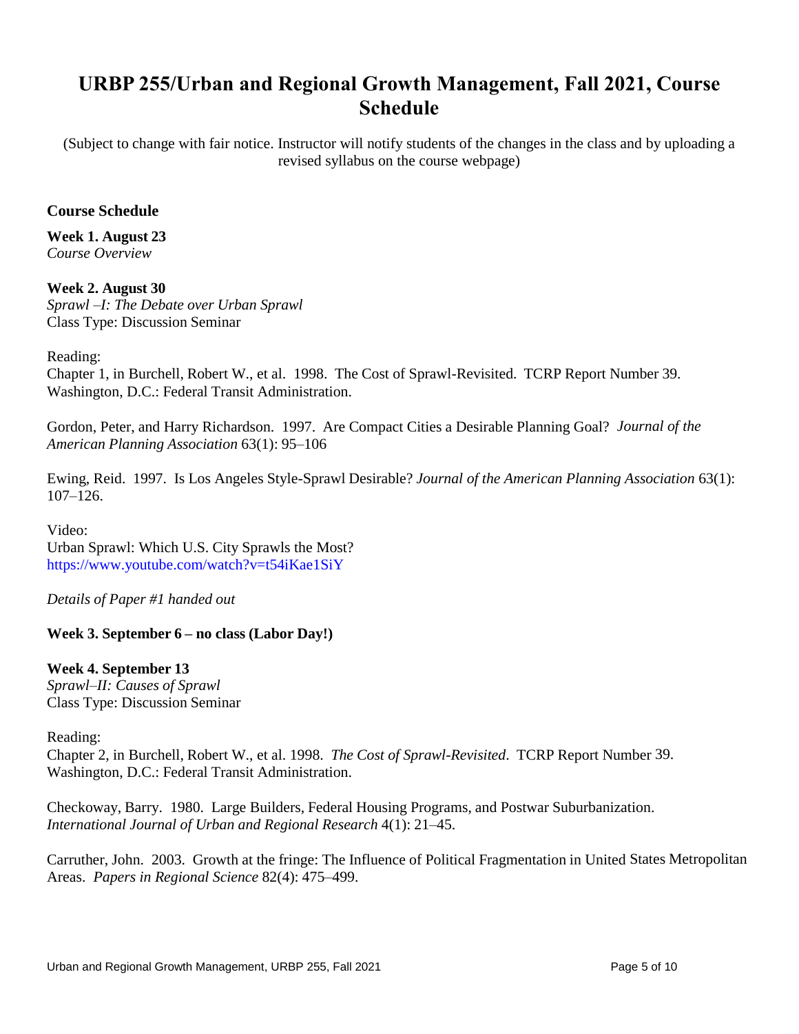# URBP 255/Urban and Regional Growth Management, Fall 2021, Course Schedule

(Subject to change with fair notice. Instructor will notify students of the changes in the class and by uploading a revised syllabus on the course webpage)

**Course Schedule**

**Week 1. August 23**
*Course Overview*

**Week 2. August 30**
*Sprawl –I: The Debate over Urban Sprawl*
Class Type: Discussion Seminar

Reading:
Chapter 1, in Burchell, Robert W., et al. 1998. The Cost of Sprawl-Revisited. TCRP Report Number 39. Washington, D.C.: Federal Transit Administration.

Gordon, Peter, and Harry Richardson. 1997. Are Compact Cities a Desirable Planning Goal? *Journal of the American Planning Association* 63(1): 95–106

Ewing, Reid. 1997. Is Los Angeles Style-Sprawl Desirable? *Journal of the American Planning Association* 63(1): 107–126.

Video:
Urban Sprawl: Which U.S. City Sprawls the Most?
https://www.youtube.com/watch?v=t54iKae1SiY

*Details of Paper #1 handed out*

**Week 3. September 6 – no class (Labor Day!)**

**Week 4. September 13**
*Sprawl–II: Causes of Sprawl*
Class Type: Discussion Seminar

Reading:
Chapter 2, in Burchell, Robert W., et al. 1998. *The Cost of Sprawl-Revisited*. TCRP Report Number 39. Washington, D.C.: Federal Transit Administration.

Checkoway, Barry. 1980. Large Builders, Federal Housing Programs, and Postwar Suburbanization. *International Journal of Urban and Regional Research* 4(1): 21–45.

Carruther, John. 2003. Growth at the fringe: The Influence of Political Fragmentation in United States Metropolitan Areas. *Papers in Regional Science* 82(4): 475–499.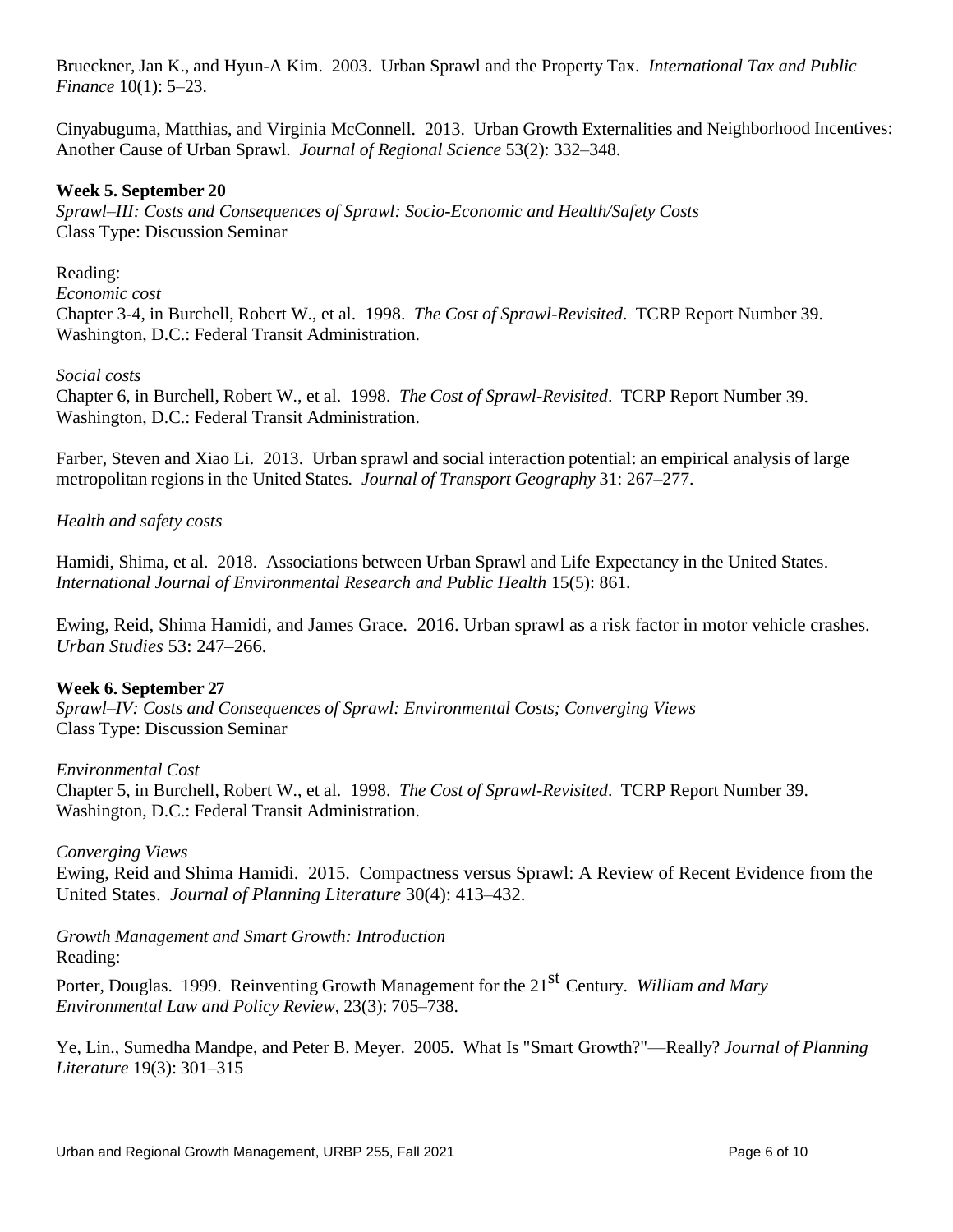Brueckner, Jan K., and Hyun-A Kim. 2003. Urban Sprawl and the Property Tax. *International Tax and Public Finance* 10(1): 5–23.

Cinyabuguma, Matthias, and Virginia McConnell. 2013. Urban Growth Externalities and Neighborhood Incentives: Another Cause of Urban Sprawl. *Journal of Regional Science* 53(2): 332–348.

**Week 5. September 20**

*Sprawl–III: Costs and Consequences of Sprawl: Socio-Economic and Health/Safety Costs*
Class Type: Discussion Seminar

Reading:

*Economic cost*

Chapter 3-4, in Burchell, Robert W., et al. 1998. *The Cost of Sprawl-Revisited*. TCRP Report Number 39. Washington, D.C.: Federal Transit Administration.

*Social costs*

Chapter 6, in Burchell, Robert W., et al. 1998. *The Cost of Sprawl-Revisited*. TCRP Report Number 39. Washington, D.C.: Federal Transit Administration.

Farber, Steven and Xiao Li. 2013. Urban sprawl and social interaction potential: an empirical analysis of large metropolitan regions in the United States. *Journal of Transport Geography* 31: 267–277.

*Health and safety costs*

Hamidi, Shima, et al. 2018. Associations between Urban Sprawl and Life Expectancy in the United States. *International Journal of Environmental Research and Public Health* 15(5): 861.

Ewing, Reid, Shima Hamidi, and James Grace. 2016. Urban sprawl as a risk factor in motor vehicle crashes. *Urban Studies* 53: 247–266.

**Week 6. September 27**

*Sprawl–IV: Costs and Consequences of Sprawl: Environmental Costs; Converging Views*
Class Type: Discussion Seminar

*Environmental Cost*

Chapter 5, in Burchell, Robert W., et al. 1998. *The Cost of Sprawl-Revisited*. TCRP Report Number 39. Washington, D.C.: Federal Transit Administration.

*Converging Views*

Ewing, Reid and Shima Hamidi. 2015. Compactness versus Sprawl: A Review of Recent Evidence from the United States. *Journal of Planning Literature* 30(4): 413–432.

*Growth Management and Smart Growth: Introduction*
Reading:

Porter, Douglas. 1999. Reinventing Growth Management for the 21$^{st}$ Century. *William and Mary Environmental Law and Policy Review*, 23(3): 705–738.

Ye, Lin., Sumedha Mandpe, and Peter B. Meyer. 2005. What Is "Smart Growth?"—Really? *Journal of Planning Literature* 19(3): 301–315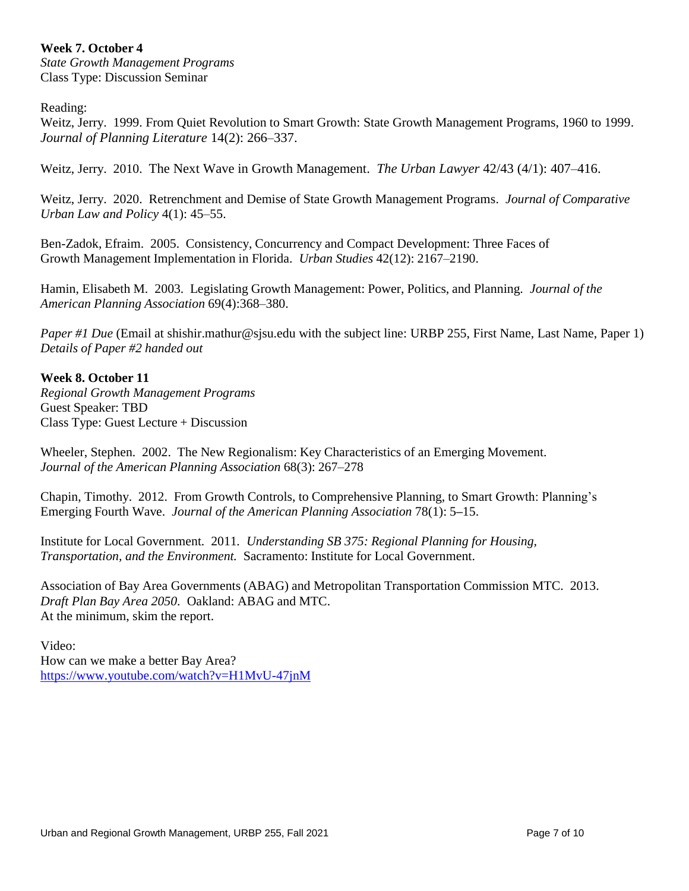**Week 7. October 4**
*State Growth Management Programs*
Class Type: Discussion Seminar

Reading:
Weitz, Jerry. 1999. From Quiet Revolution to Smart Growth: State Growth Management Programs, 1960 to 1999. *Journal of Planning Literature* 14(2): 266–337.

Weitz, Jerry. 2010. The Next Wave in Growth Management. *The Urban Lawyer* 42/43 (4/1): 407–416.

Weitz, Jerry. 2020. Retrenchment and Demise of State Growth Management Programs. *Journal of Comparative Urban Law and Policy* 4(1): 45–55.

Ben-Zadok, Efraim. 2005. Consistency, Concurrency and Compact Development: Three Faces of Growth Management Implementation in Florida. *Urban Studies* 42(12): 2167–2190.

Hamin, Elisabeth M. 2003. Legislating Growth Management: Power, Politics, and Planning. *Journal of the American Planning Association* 69(4):368–380.

*Paper #1 Due* (Email at shishir.mathur@sjsu.edu with the subject line: URBP 255, First Name, Last Name, Paper 1)
*Details of Paper #2 handed out*

**Week 8. October 11**
*Regional Growth Management Programs*
Guest Speaker: TBD
Class Type: Guest Lecture + Discussion

Wheeler, Stephen. 2002. The New Regionalism: Key Characteristics of an Emerging Movement. *Journal of the American Planning Association* 68(3): 267–278

Chapin, Timothy. 2012. From Growth Controls, to Comprehensive Planning, to Smart Growth: Planning's Emerging Fourth Wave. *Journal of the American Planning Association* 78(1): 5–15.

Institute for Local Government. 2011. *Understanding SB 375: Regional Planning for Housing, Transportation, and the Environment.* Sacramento: Institute for Local Government.

Association of Bay Area Governments (ABAG) and Metropolitan Transportation Commission MTC. 2013. *Draft Plan Bay Area 2050*. Oakland: ABAG and MTC.
At the minimum, skim the report.

Video:
How can we make a better Bay Area?
https://www.youtube.com/watch?v=H1MvU-47jnM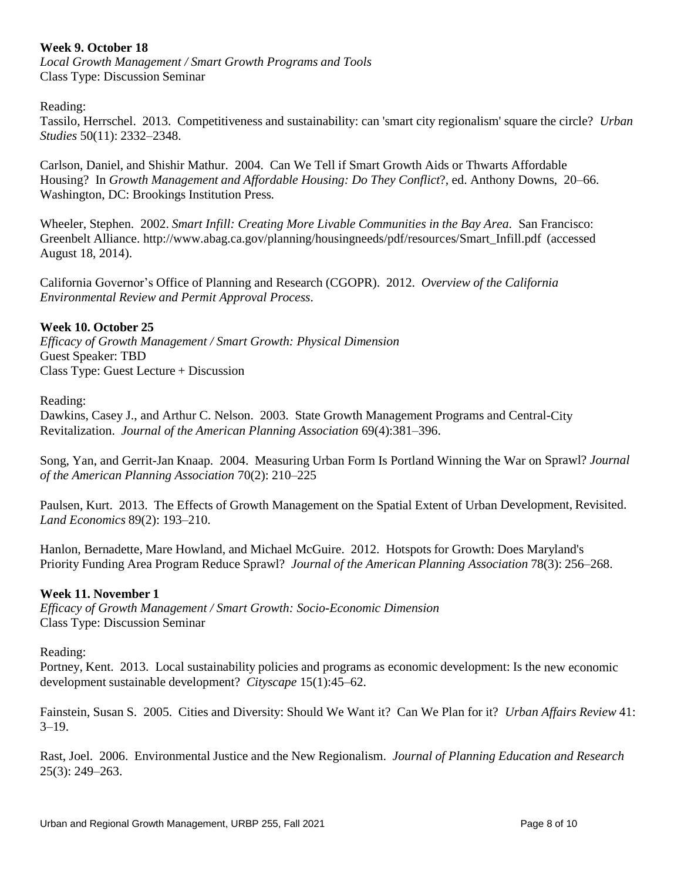**Week 9. October 18**
*Local Growth Management / Smart Growth Programs and Tools*
Class Type: Discussion Seminar

Reading:
Tassilo, Herrschel. 2013. Competitiveness and sustainability: can 'smart city regionalism' square the circle? *Urban Studies* 50(11): 2332–2348.

Carlson, Daniel, and Shishir Mathur. 2004. Can We Tell if Smart Growth Aids or Thwarts Affordable Housing? In *Growth Management and Affordable Housing: Do They Conflict*?, ed. Anthony Downs, 20–66. Washington, DC: Brookings Institution Press.

Wheeler, Stephen. 2002. *Smart Infill: Creating More Livable Communities in the Bay Area*. San Francisco: Greenbelt Alliance. http://www.abag.ca.gov/planning/housingneeds/pdf/resources/Smart_Infill.pdf (accessed August 18, 2014).

California Governor's Office of Planning and Research (CGOPR). 2012. *Overview of the California Environmental Review and Permit Approval Process*.

**Week 10. October 25**
*Efficacy of Growth Management / Smart Growth: Physical Dimension*
Guest Speaker: TBD
Class Type: Guest Lecture + Discussion

Reading:
Dawkins, Casey J., and Arthur C. Nelson. 2003. State Growth Management Programs and Central-City Revitalization. *Journal of the American Planning Association* 69(4):381–396.

Song, Yan, and Gerrit-Jan Knaap. 2004. Measuring Urban Form Is Portland Winning the War on Sprawl? *Journal of the American Planning Association* 70(2): 210–225

Paulsen, Kurt. 2013. The Effects of Growth Management on the Spatial Extent of Urban Development, Revisited. *Land Economics* 89(2): 193–210.

Hanlon, Bernadette, Mare Howland, and Michael McGuire. 2012. Hotspots for Growth: Does Maryland's Priority Funding Area Program Reduce Sprawl? *Journal of the American Planning Association* 78(3): 256–268.

**Week 11. November 1**
*Efficacy of Growth Management / Smart Growth: Socio-Economic Dimension*
Class Type: Discussion Seminar

Reading:
Portney, Kent. 2013. Local sustainability policies and programs as economic development: Is the new economic development sustainable development? *Cityscape* 15(1):45–62.

Fainstein, Susan S. 2005. Cities and Diversity: Should We Want it? Can We Plan for it? *Urban Affairs Review* 41: 3–19.

Rast, Joel. 2006. Environmental Justice and the New Regionalism. *Journal of Planning Education and Research* 25(3): 249–263.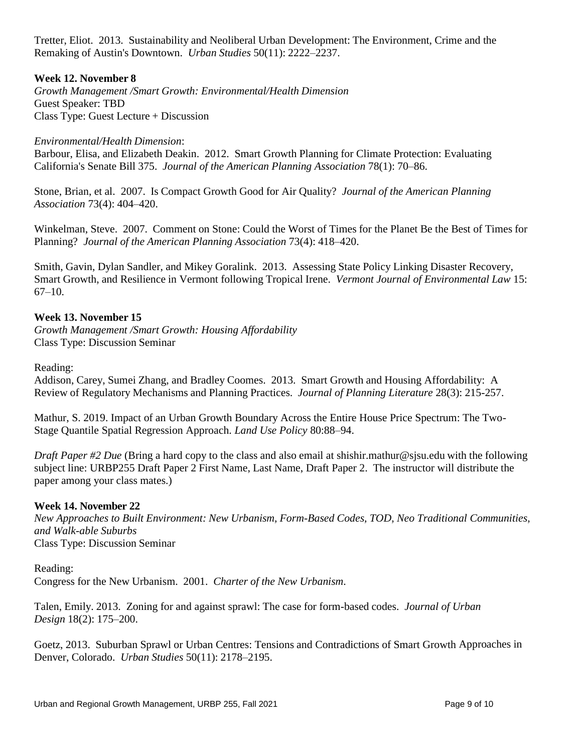Tretter, Eliot. 2013. Sustainability and Neoliberal Urban Development: The Environment, Crime and the Remaking of Austin's Downtown. *Urban Studies* 50(11): 2222–2237.

**Week 12. November 8**
*Growth Management /Smart Growth: Environmental/Health Dimension*
Guest Speaker: TBD
Class Type: Guest Lecture + Discussion

*Environmental/Health Dimension*:
Barbour, Elisa, and Elizabeth Deakin. 2012. Smart Growth Planning for Climate Protection: Evaluating California's Senate Bill 375. *Journal of the American Planning Association* 78(1): 70–86.

Stone, Brian, et al. 2007. Is Compact Growth Good for Air Quality? *Journal of the American Planning Association* 73(4): 404–420.

Winkelman, Steve. 2007. Comment on Stone: Could the Worst of Times for the Planet Be the Best of Times for Planning? *Journal of the American Planning Association* 73(4): 418–420.

Smith, Gavin, Dylan Sandler, and Mikey Goralink. 2013. Assessing State Policy Linking Disaster Recovery, Smart Growth, and Resilience in Vermont following Tropical Irene. *Vermont Journal of Environmental Law* 15: 67–10.

**Week 13. November 15**
*Growth Management /Smart Growth: Housing Affordability*
Class Type: Discussion Seminar

Reading:
Addison, Carey, Sumei Zhang, and Bradley Coomes. 2013. Smart Growth and Housing Affordability: A Review of Regulatory Mechanisms and Planning Practices. *Journal of Planning Literature* 28(3): 215-257.

Mathur, S. 2019. Impact of an Urban Growth Boundary Across the Entire House Price Spectrum: The Two-Stage Quantile Spatial Regression Approach. *Land Use Policy* 80:88–94.

*Draft Paper #2 Due* (Bring a hard copy to the class and also email at shishir.mathur@sjsu.edu with the following subject line: URBP255 Draft Paper 2 First Name, Last Name, Draft Paper 2. The instructor will distribute the paper among your class mates.)

**Week 14. November 22**
*New Approaches to Built Environment: New Urbanism, Form-Based Codes, TOD, Neo Traditional Communities, and Walk-able Suburbs*
Class Type: Discussion Seminar

Reading:
Congress for the New Urbanism. 2001. *Charter of the New Urbanism*.

Talen, Emily. 2013. Zoning for and against sprawl: The case for form-based codes. *Journal of Urban Design* 18(2): 175–200.

Goetz, 2013. Suburban Sprawl or Urban Centres: Tensions and Contradictions of Smart Growth Approaches in Denver, Colorado. *Urban Studies* 50(11): 2178–2195.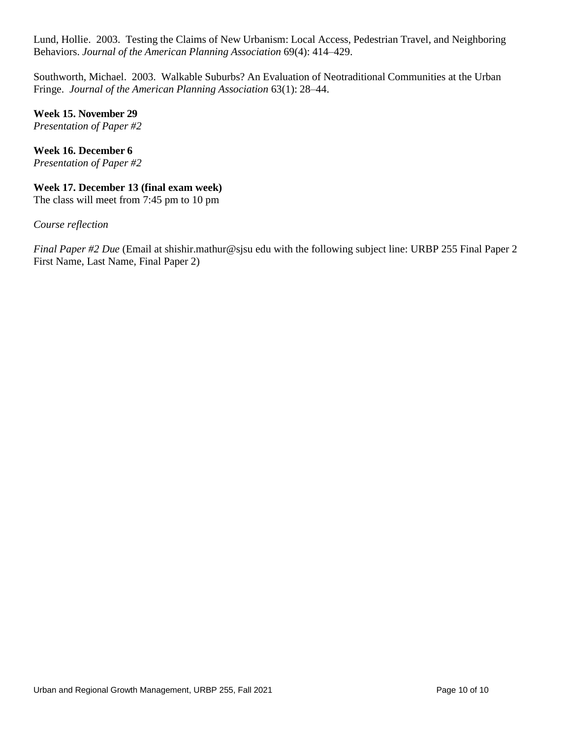Lund, Hollie. 2003. Testing the Claims of New Urbanism: Local Access, Pedestrian Travel, and Neighboring Behaviors. *Journal of the American Planning Association* 69(4): 414–429.

Southworth, Michael. 2003. Walkable Suburbs? An Evaluation of Neotraditional Communities at the Urban Fringe. *Journal of the American Planning Association* 63(1): 28–44.

**Week 15. November 29**
*Presentation of Paper #2*

**Week 16. December 6**
*Presentation of Paper #2*

**Week 17. December 13 (final exam week)**
The class will meet from 7:45 pm to 10 pm

*Course reflection*

*Final Paper #2 Due* (Email at shishir.mathur@sjsu edu with the following subject line: URBP 255 Final Paper 2 First Name, Last Name, Final Paper 2)